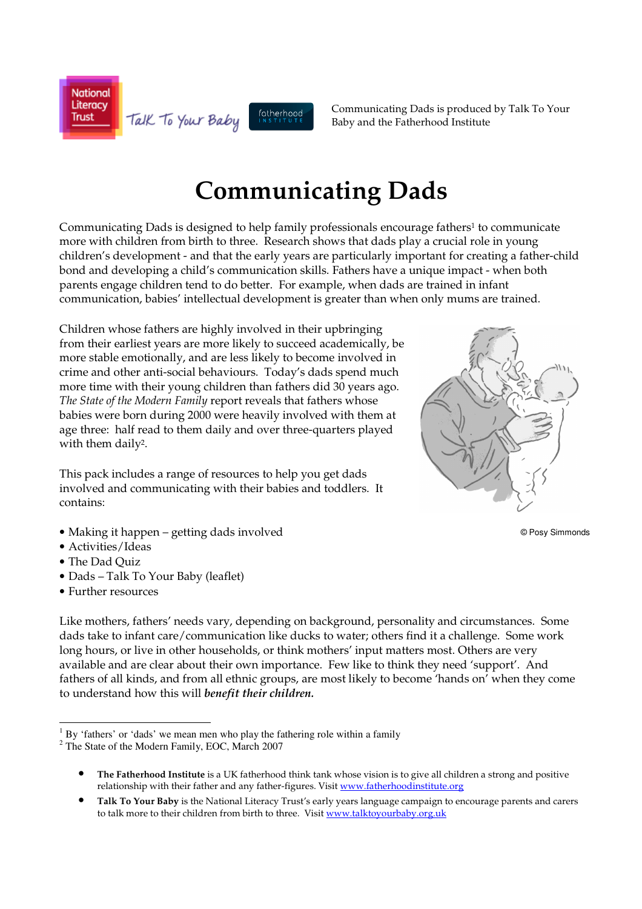Communicating Dads is produced by Talk To Your Baby and the Fatherhood Institute

# Communicating Dads

Communicating Dads is designed to help family professionals encourage fathers[1] to communicate more with children from birth to three. Research shows that dads play a crucial role in young children's development - and that the early years are particularly important for creating a father-child bond and developing a child's communication skills. Fathers have a unique impact - when both parents engage children tend to do better. For example, when dads are trained in infant communication, babies' intellectual development is greater than when only mums are trained.

Children whose fathers are highly involved in their upbringing from their earliest years are more likely to succeed academically, be more stable emotionally, and are less likely to become involved in crime and other anti-social behaviours. Today's dads spend much more time with their young children than fathers did 30 years ago. *The State of the Modern Family* report reveals that fathers whose babies were born during 2000 were heavily involved with them at age three: half read to them daily and over three-quarters played with them daily[2].

© Posy Simmonds

This pack includes a range of resources to help you get dads involved and communicating with their babies and toddlers. It contains:

- Making it happen – getting dads involved
- Activities/Ideas
- The Dad Quiz
- Dads – Talk To Your Baby (leaflet)
- Further resources

Like mothers, fathers' needs vary, depending on background, personality and circumstances. Some dads take to infant care/communication like ducks to water; others find it a challenge. Some work long hours, or live in other households, or think mothers' input matters most. Others are very available and are clear about their own importance. Few like to think they need 'support'. And fathers of all kinds, and from all ethnic groups, are most likely to become 'hands on' when they come to understand how this will ***benefit their children.***

---

[1] By 'fathers' or 'dads' we mean men who play the fathering role within a family

[2] The State of the Modern Family, EOC, March 2007

- **The Fatherhood Institute** is a UK fatherhood think tank whose vision is to give all children a strong and positive relationship with their father and any father-figures. Visit www.fatherhoodinstitute.org
- **Talk To Your Baby** is the National Literacy Trust's early years language campaign to encourage parents and carers to talk more to their children from birth to three. Visit www.talktoyourbaby.org.uk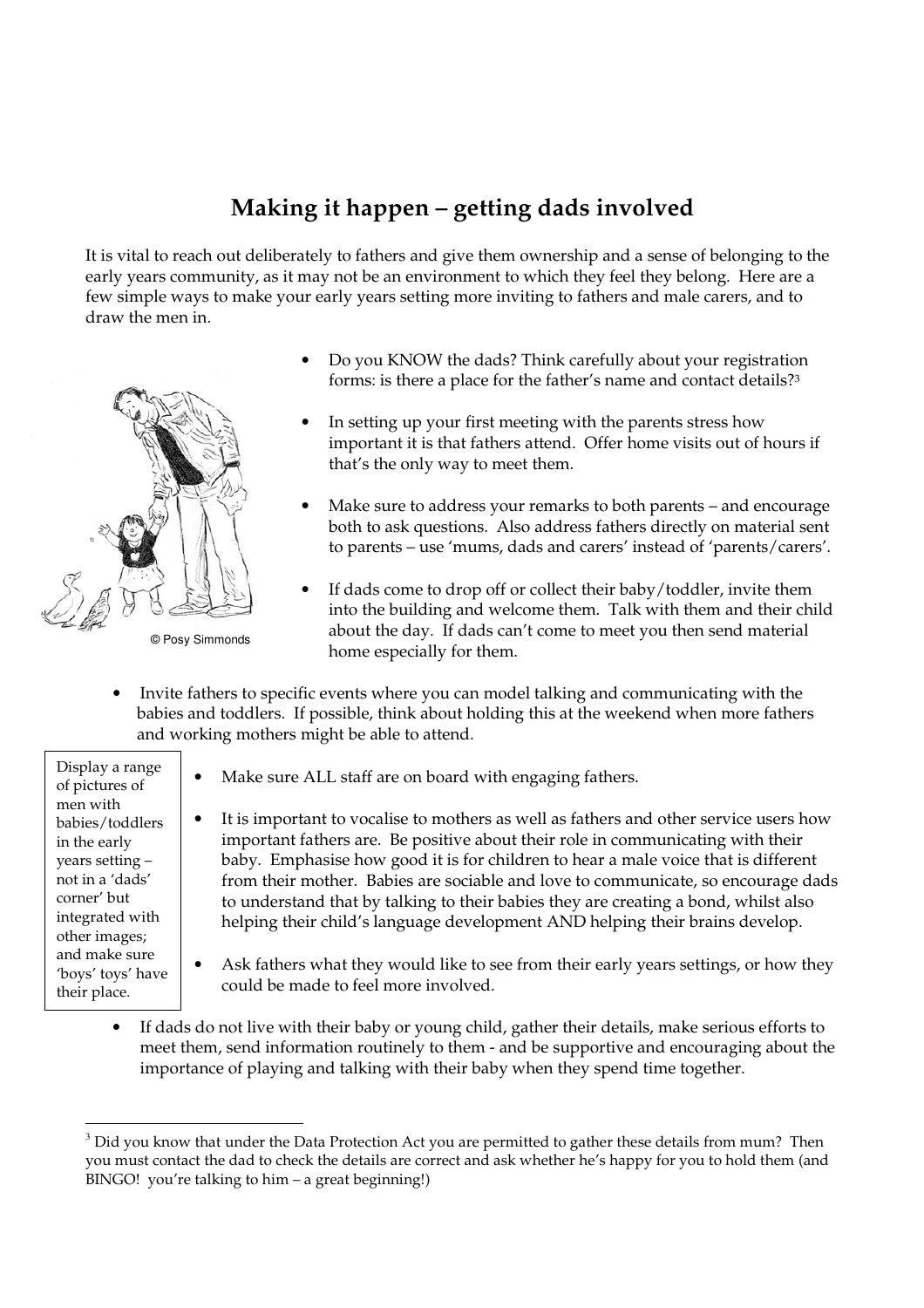# Making it happen – getting dads involved

It is vital to reach out deliberately to fathers and give them ownership and a sense of belonging to the early years community, as it may not be an environment to which they feel they belong. Here are a few simple ways to make your early years setting more inviting to fathers and male carers, and to draw the men in.

© Posy Simmonds

- Do you KNOW the dads? Think carefully about your registration forms: is there a place for the father's name and contact details?[3]
- In setting up your first meeting with the parents stress how important it is that fathers attend. Offer home visits out of hours if that's the only way to meet them.
- Make sure to address your remarks to both parents – and encourage both to ask questions. Also address fathers directly on material sent to parents – use 'mums, dads and carers' instead of 'parents/carers'.
- If dads come to drop off or collect their baby/toddler, invite them into the building and welcome them. Talk with them and their child about the day. If dads can't come to meet you then send material home especially for them.
- Invite fathers to specific events where you can model talking and communicating with the babies and toddlers. If possible, think about holding this at the weekend when more fathers and working mothers might be able to attend.

> Display a range of pictures of men with babies/toddlers in the early years setting – not in a 'dads' corner' but integrated with other images; and make sure 'boys' toys' have their place.

- Make sure ALL staff are on board with engaging fathers.
- It is important to vocalise to mothers as well as fathers and other service users how important fathers are. Be positive about their role in communicating with their baby. Emphasise how good it is for children to hear a male voice that is different from their mother. Babies are sociable and love to communicate, so encourage dads to understand that by talking to their babies they are creating a bond, whilst also helping their child's language development AND helping their brains develop.
- Ask fathers what they would like to see from their early years settings, or how they could be made to feel more involved.
- If dads do not live with their baby or young child, gather their details, make serious efforts to meet them, send information routinely to them - and be supportive and encouraging about the importance of playing and talking with their baby when they spend time together.

---

[3] Did you know that under the Data Protection Act you are permitted to gather these details from mum? Then you must contact the dad to check the details are correct and ask whether he's happy for you to hold them (and BINGO! you're talking to him – a great beginning!)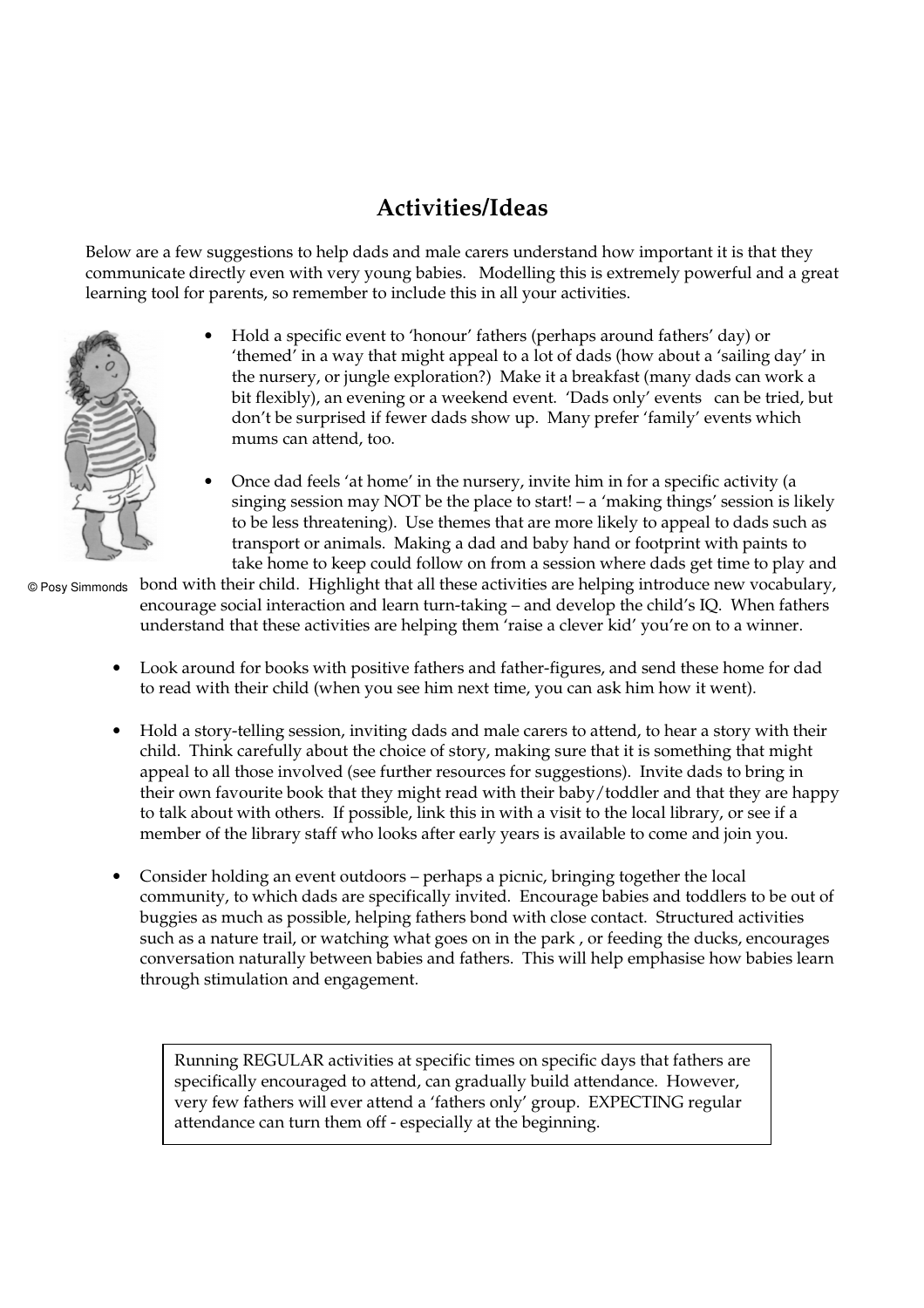## Activities/Ideas

Below are a few suggestions to help dads and male carers understand how important it is that they communicate directly even with very young babies. Modelling this is extremely powerful and a great learning tool for parents, so remember to include this in all your activities.

- Hold a specific event to 'honour' fathers (perhaps around fathers' day) or 'themed' in a way that might appeal to a lot of dads (how about a 'sailing day' in the nursery, or jungle exploration?) Make it a breakfast (many dads can work a bit flexibly), an evening or a weekend event. 'Dads only' events can be tried, but don't be surprised if fewer dads show up. Many prefer 'family' events which mums can attend, too.

- Once dad feels 'at home' in the nursery, invite him in for a specific activity (a singing session may NOT be the place to start! – a 'making things' session is likely to be less threatening). Use themes that are more likely to appeal to dads such as transport or animals. Making a dad and baby hand or footprint with paints to take home to keep could follow on from a session where dads get time to play and bond with their child. Highlight that all these activities are helping introduce new vocabulary, encourage social interaction and learn turn-taking – and develop the child's IQ. When fathers understand that these activities are helping them 'raise a clever kid' you're on to a winner.

© Posy Simmonds

- Look around for books with positive fathers and father-figures, and send these home for dad to read with their child (when you see him next time, you can ask him how it went).

- Hold a story-telling session, inviting dads and male carers to attend, to hear a story with their child. Think carefully about the choice of story, making sure that it is something that might appeal to all those involved (see further resources for suggestions). Invite dads to bring in their own favourite book that they might read with their baby/toddler and that they are happy to talk about with others. If possible, link this in with a visit to the local library, or see if a member of the library staff who looks after early years is available to come and join you.

- Consider holding an event outdoors – perhaps a picnic, bringing together the local community, to which dads are specifically invited. Encourage babies and toddlers to be out of buggies as much as possible, helping fathers bond with close contact. Structured activities such as a nature trail, or watching what goes on in the park , or feeding the ducks, encourages conversation naturally between babies and fathers. This will help emphasise how babies learn through stimulation and engagement.

> Running REGULAR activities at specific times on specific days that fathers are specifically encouraged to attend, can gradually build attendance. However, very few fathers will ever attend a 'fathers only' group. EXPECTING regular attendance can turn them off - especially at the beginning.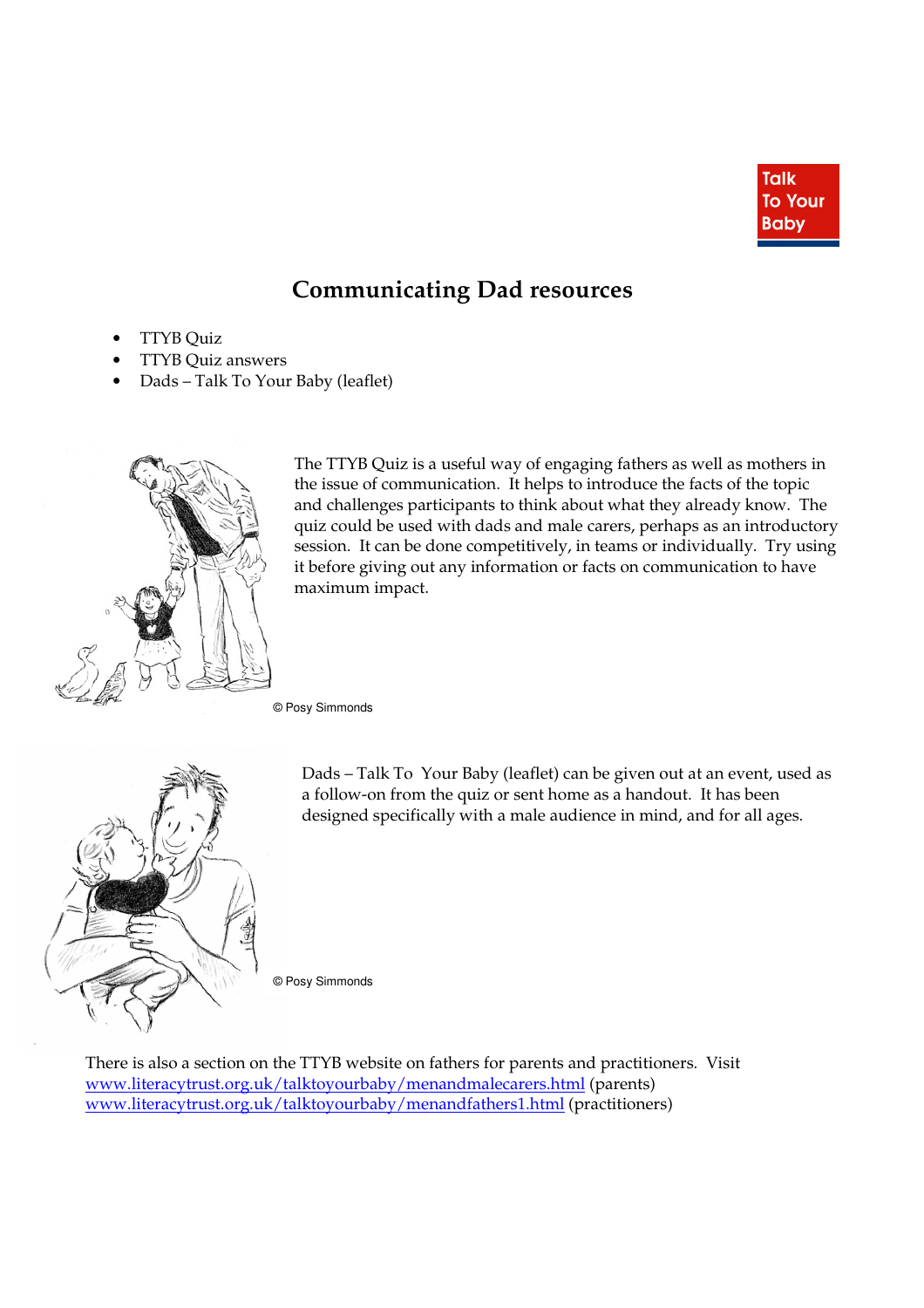Talk To Your Baby

# Communicating Dad resources

- TTYB Quiz
- TTYB Quiz answers
- Dads – Talk To Your Baby (leaflet)

The TTYB Quiz is a useful way of engaging fathers as well as mothers in the issue of communication. It helps to introduce the facts of the topic and challenges participants to think about what they already know. The quiz could be used with dads and male carers, perhaps as an introductory session. It can be done competitively, in teams or individually. Try using it before giving out any information or facts on communication to have maximum impact.

© Posy Simmonds

Dads – Talk To Your Baby (leaflet) can be given out at an event, used as a follow-on from the quiz or sent home as a handout. It has been designed specifically with a male audience in mind, and for all ages.

© Posy Simmonds

There is also a section on the TTYB website on fathers for parents and practitioners. Visit
www.literacytrust.org.uk/talktoyourbaby/menandmalecarers.html (parents)
www.literacytrust.org.uk/talktoyourbaby/menandfathers1.html (practitioners)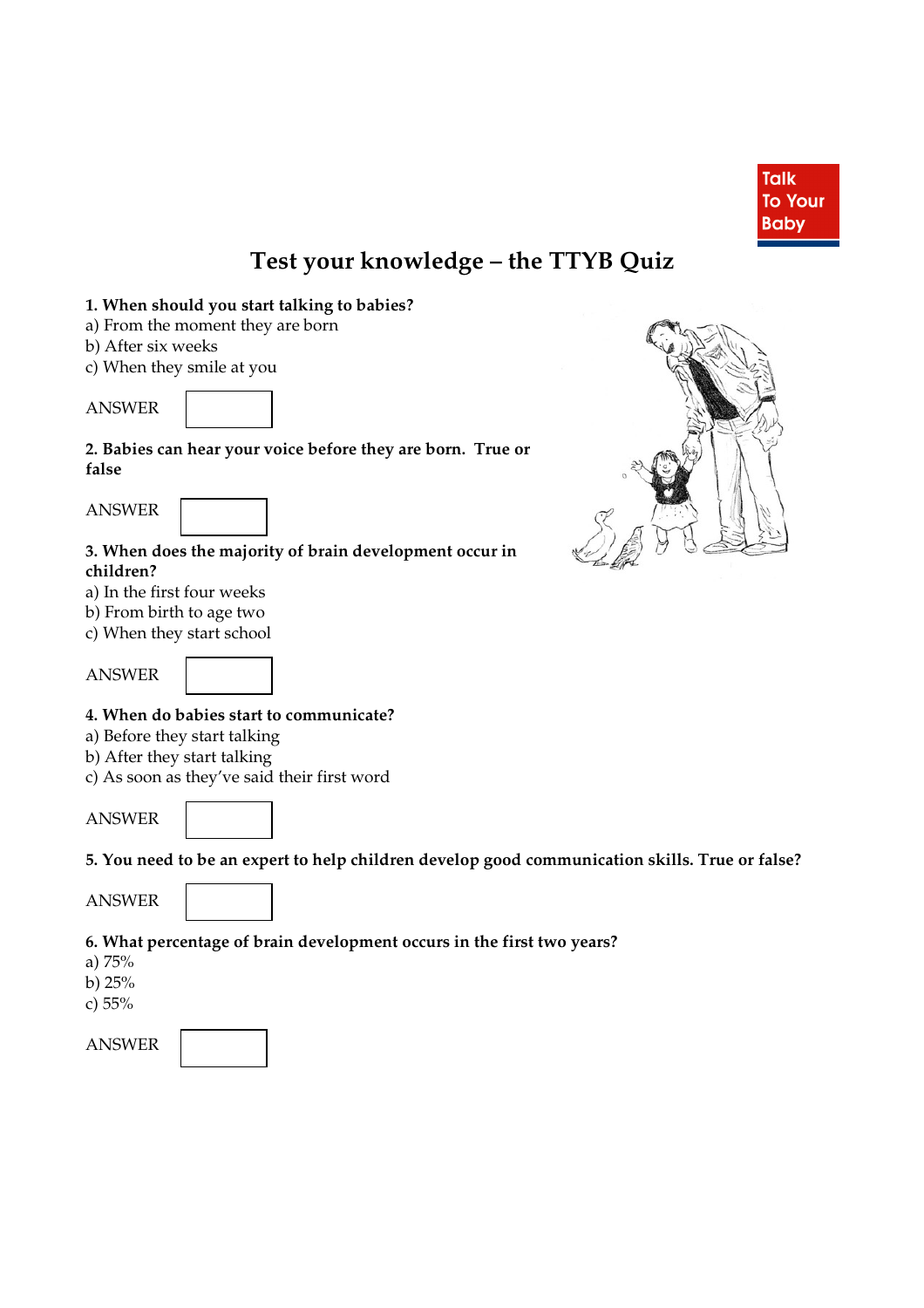Talk To Your Baby

# Test your knowledge – the TTYB Quiz

**1. When should you start talking to babies?**
a) From the moment they are born
b) After six weeks
c) When they smile at you

ANSWER

**2. Babies can hear your voice before they are born. True or false**

ANSWER

**3. When does the majority of brain development occur in children?**
a) In the first four weeks
b) From birth to age two
c) When they start school

ANSWER

**4. When do babies start to communicate?**
a) Before they start talking
b) After they start talking
c) As soon as they've said their first word

ANSWER

**5. You need to be an expert to help children develop good communication skills. True or false?**

ANSWER

**6. What percentage of brain development occurs in the first two years?**
a) 75%
b) 25%
c) 55%

ANSWER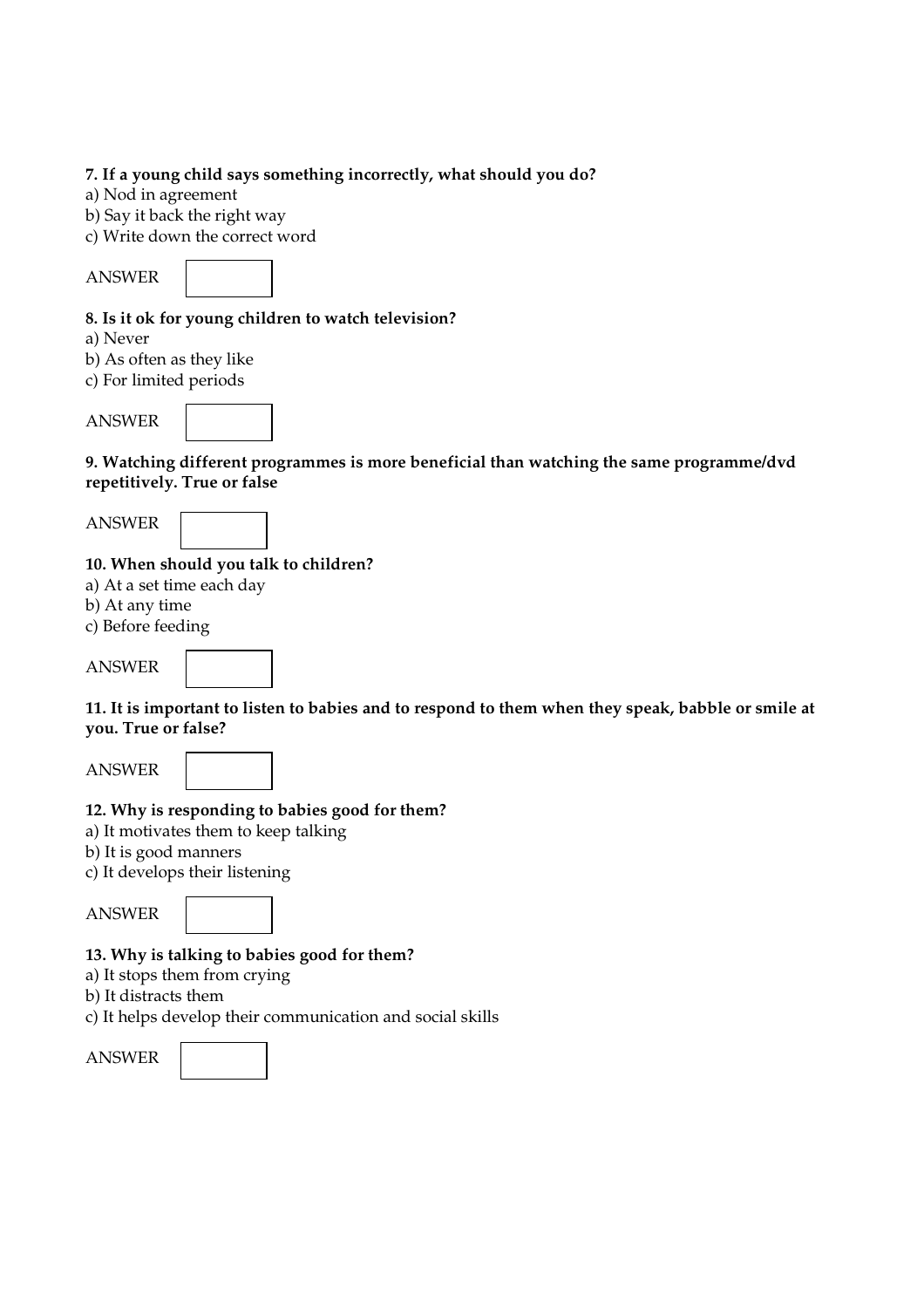**7. If a young child says something incorrectly, what should you do?**

a) Nod in agreement
b) Say it back the right way
c) Write down the correct word

ANSWER

**8. Is it ok for young children to watch television?**

a) Never
b) As often as they like
c) For limited periods

ANSWER

**9. Watching different programmes is more beneficial than watching the same programme/dvd repetitively. True or false**

ANSWER

**10. When should you talk to children?**

a) At a set time each day
b) At any time
c) Before feeding

ANSWER

**11. It is important to listen to babies and to respond to them when they speak, babble or smile at you. True or false?**

ANSWER

**12. Why is responding to babies good for them?**

a) It motivates them to keep talking
b) It is good manners
c) It develops their listening

ANSWER

**13. Why is talking to babies good for them?**

a) It stops them from crying
b) It distracts them
c) It helps develop their communication and social skills

ANSWER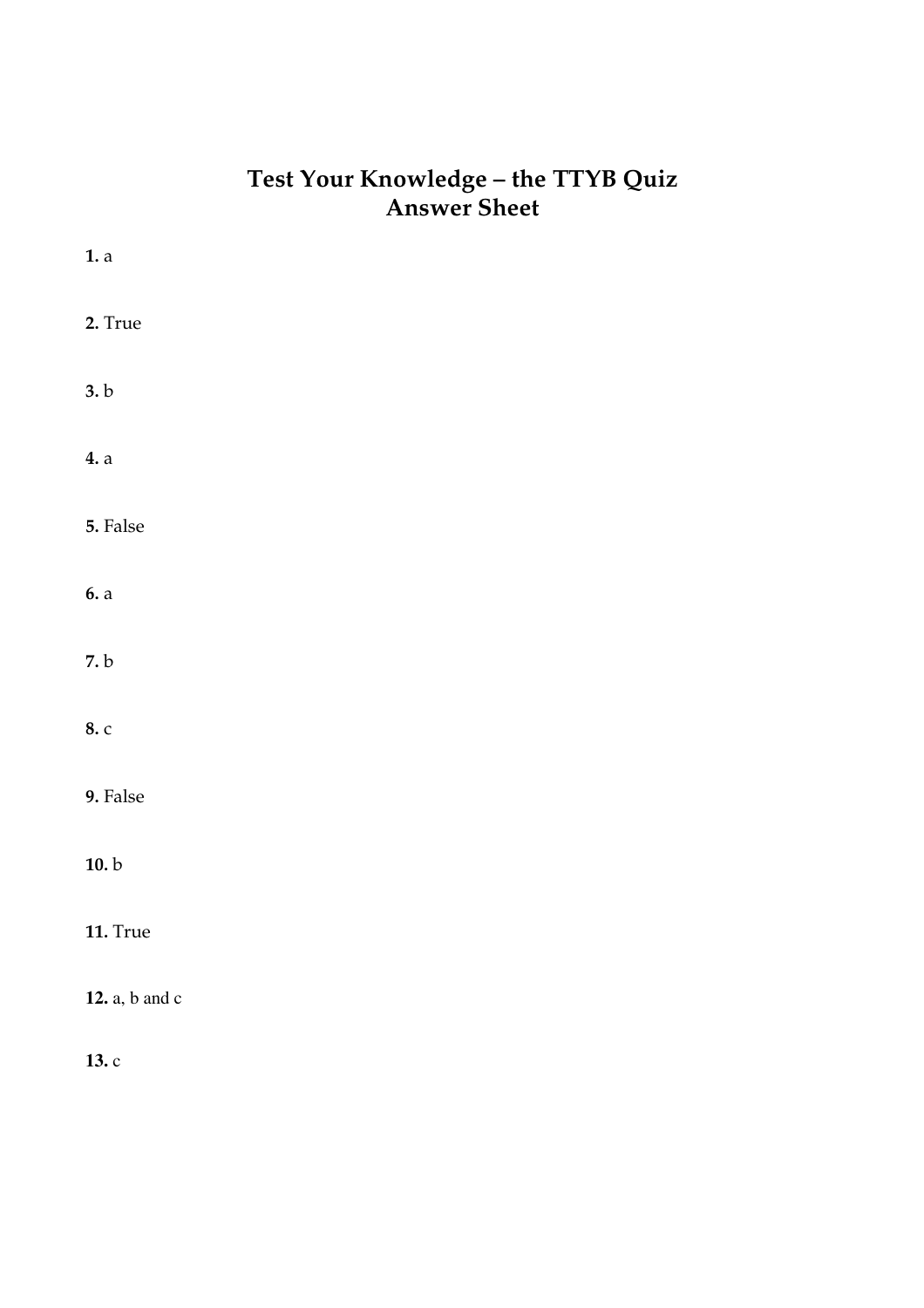# Test Your Knowledge – the TTYB Quiz
# Answer Sheet

**1.** a

**2.** True

**3.** b

**4.** a

**5.** False

**6.** a

**7.** b

**8.** c

**9.** False

**10.** b

**11.** True

**12.** a, b and c

**13.** c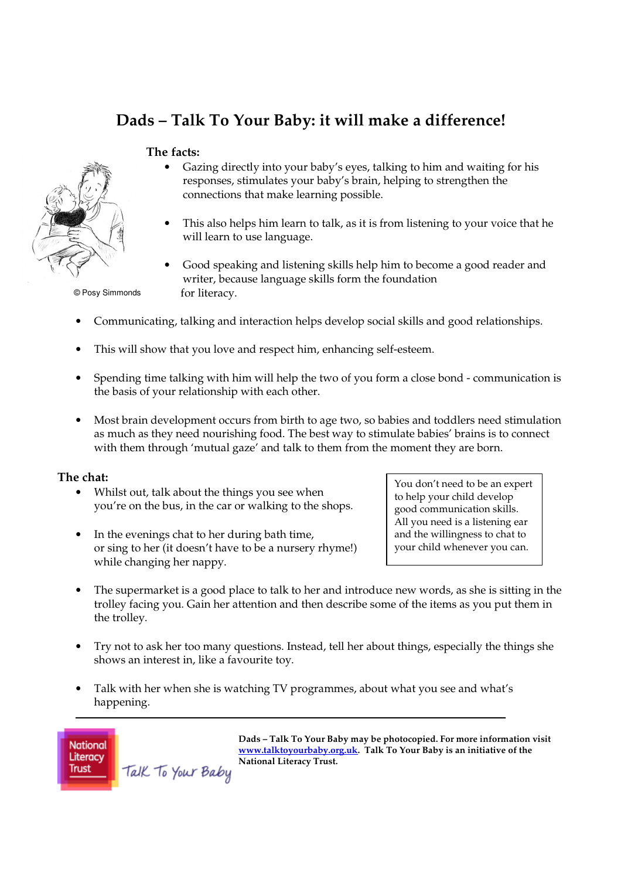# Dads – Talk To Your Baby: it will make a difference!

**The facts:**

- Gazing directly into your baby's eyes, talking to him and waiting for his responses, stimulates your baby's brain, helping to strengthen the connections that make learning possible.
- This also helps him learn to talk, as it is from listening to your voice that he will learn to use language.
- Good speaking and listening skills help him to become a good reader and writer, because language skills form the foundation for literacy.

© Posy Simmonds

- Communicating, talking and interaction helps develop social skills and good relationships.
- This will show that you love and respect him, enhancing self-esteem.
- Spending time talking with him will help the two of you form a close bond - communication is the basis of your relationship with each other.
- Most brain development occurs from birth to age two, so babies and toddlers need stimulation as much as they need nourishing food. The best way to stimulate babies' brains is to connect with them through 'mutual gaze' and talk to them from the moment they are born.

**The chat:**

- Whilst out, talk about the things you see when you're on the bus, in the car or walking to the shops.
- In the evenings chat to her during bath time, or sing to her (it doesn't have to be a nursery rhyme!) while changing her nappy.

> You don't need to be an expert to help your child develop good communication skills. All you need is a listening ear and the willingness to chat to your child whenever you can.

- The supermarket is a good place to talk to her and introduce new words, as she is sitting in the trolley facing you. Gain her attention and then describe some of the items as you put them in the trolley.
- Try not to ask her too many questions. Instead, tell her about things, especially the things she shows an interest in, like a favourite toy.
- Talk with her when she is watching TV programmes, about what you see and what's happening.

---

National Literacy Trust

Talk To Your Baby

**Dads – Talk To Your Baby may be photocopied. For more information visit [www.talktoyourbaby.org.uk](http://www.talktoyourbaby.org.uk). Talk To Your Baby is an initiative of the National Literacy Trust.**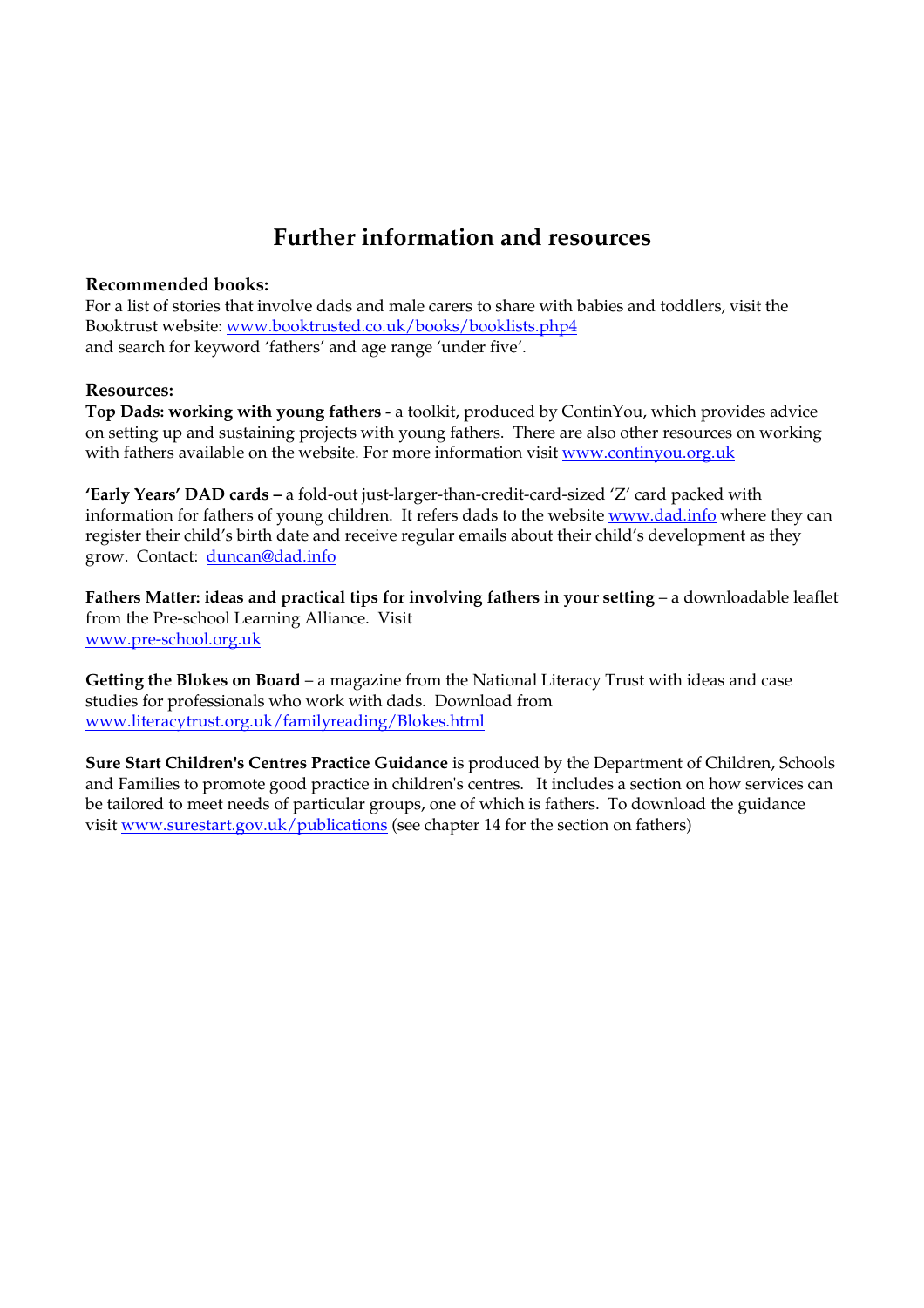# Further information and resources

**Recommended books:**
For a list of stories that involve dads and male carers to share with babies and toddlers, visit the Booktrust website: www.booktrusted.co.uk/books/booklists.php4
and search for keyword 'fathers' and age range 'under five'.

**Resources:**
**Top Dads: working with young fathers -** a toolkit, produced by ContinYou, which provides advice on setting up and sustaining projects with young fathers. There are also other resources on working with fathers available on the website. For more information visit www.continyou.org.uk

**'Early Years' DAD cards –** a fold-out just-larger-than-credit-card-sized 'Z' card packed with information for fathers of young children. It refers dads to the website www.dad.info where they can register their child's birth date and receive regular emails about their child's development as they grow. Contact: duncan@dad.info

**Fathers Matter: ideas and practical tips for involving fathers in your setting** – a downloadable leaflet from the Pre-school Learning Alliance. Visit
www.pre-school.org.uk

**Getting the Blokes on Board** – a magazine from the National Literacy Trust with ideas and case studies for professionals who work with dads. Download from
www.literacytrust.org.uk/familyreading/Blokes.html

**Sure Start Children's Centres Practice Guidance** is produced by the Department of Children, Schools and Families to promote good practice in children's centres. It includes a section on how services can be tailored to meet needs of particular groups, one of which is fathers. To download the guidance visit www.surestart.gov.uk/publications (see chapter 14 for the section on fathers)